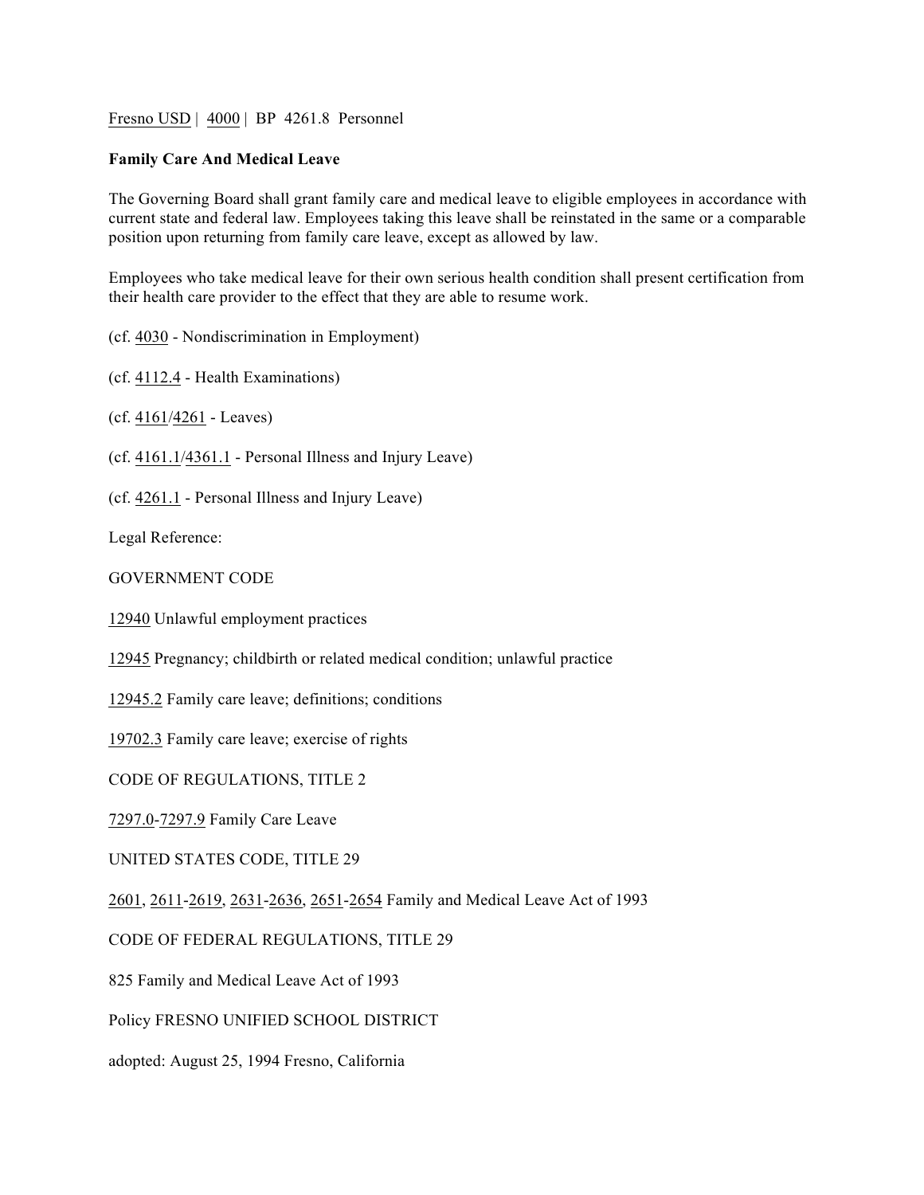Fresno USD | 4000 | BP 4261.8 Personnel

**Family Care And Medical Leave**

The Governing Board shall grant family care and medical leave to eligible employees in accordance with current state and federal law. Employees taking this leave shall be reinstated in the same or a comparable position upon returning from family care leave, except as allowed by law.

Employees who take medical leave for their own serious health condition shall present certification from their health care provider to the effect that they are able to resume work.

(cf. 4030 - Nondiscrimination in Employment)

(cf. 4112.4 - Health Examinations)

(cf. 4161/4261 - Leaves)

(cf. 4161.1/4361.1 - Personal Illness and Injury Leave)

(cf. 4261.1 - Personal Illness and Injury Leave)

Legal Reference:

GOVERNMENT CODE

12940 Unlawful employment practices

12945 Pregnancy; childbirth or related medical condition; unlawful practice

12945.2 Family care leave; definitions; conditions

19702.3 Family care leave; exercise of rights

CODE OF REGULATIONS, TITLE 2

7297.0-7297.9 Family Care Leave

UNITED STATES CODE, TITLE 29

2601, 2611-2619, 2631-2636, 2651-2654 Family and Medical Leave Act of 1993

CODE OF FEDERAL REGULATIONS, TITLE 29

825 Family and Medical Leave Act of 1993

Policy FRESNO UNIFIED SCHOOL DISTRICT

adopted: August 25, 1994 Fresno, California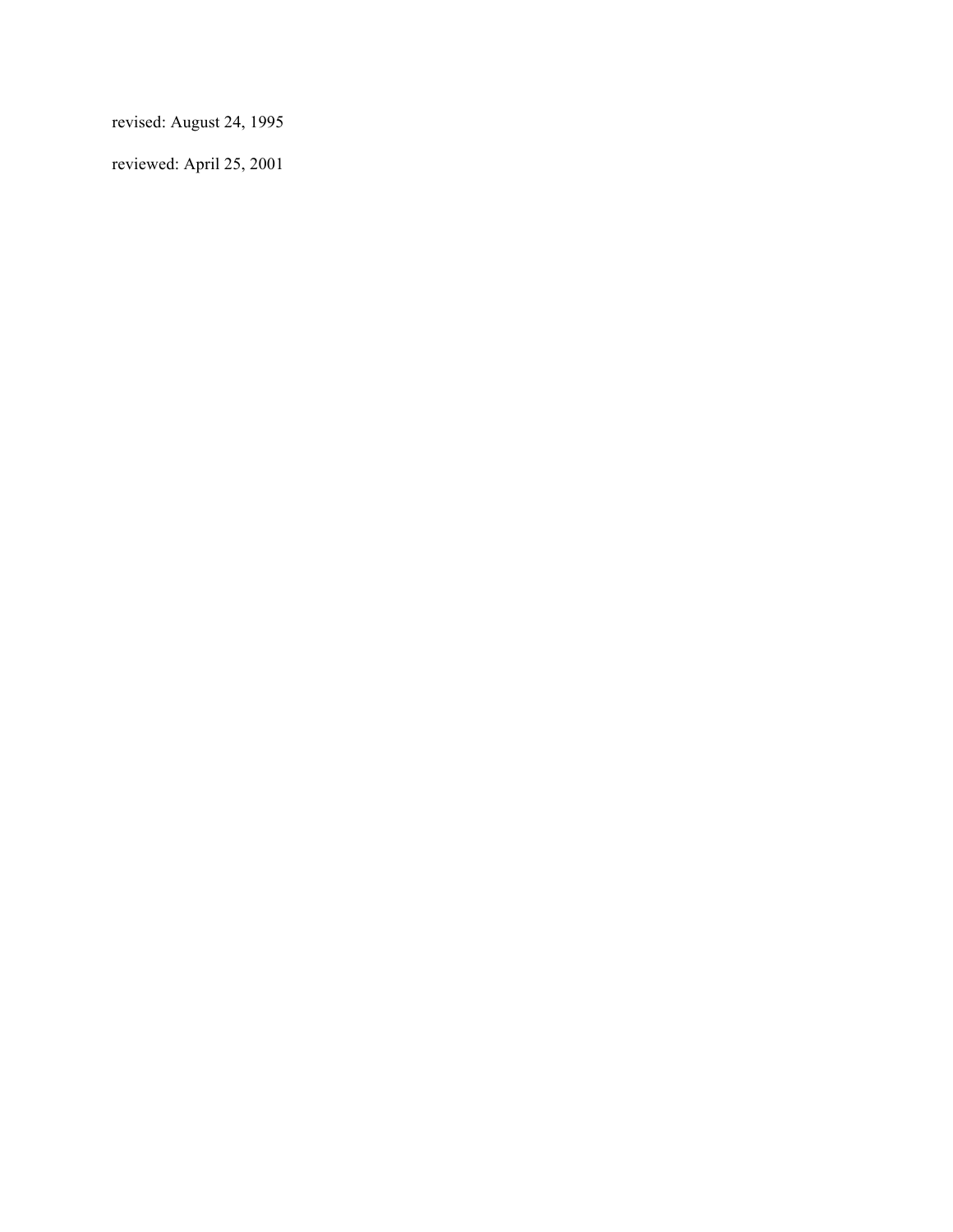revised: August 24, 1995

reviewed: April 25, 2001